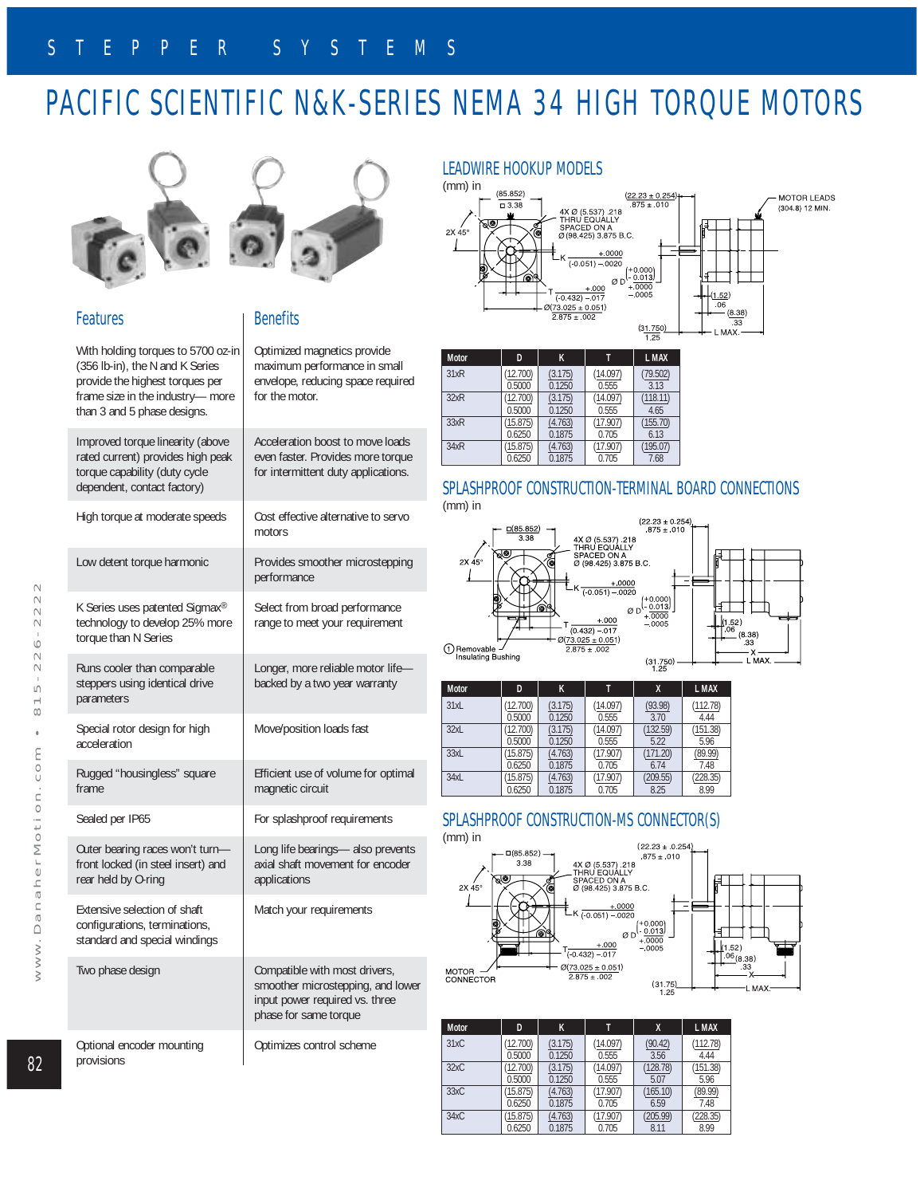# STEPPER SYSTEMS

# PACIFIC SCIENTIFIC N&K-SERIES NEMA 34 HIGH TORQUE MOTORS

| Features | Benefits |
|---|---|
| With holding torques to 5700 oz-in (356 lb-in), the N and K Series provide the highest torques per frame size in the industry— more than 3 and 5 phase designs. | Optimized magnetics provide maximum performance in small envelope, reducing space required for the motor. |
| Improved torque linearity (above rated current) provides high peak torque capability (duty cycle dependent, contact factory) | Acceleration boost to move loads even faster. Provides more torque for intermittent duty applications. |
| High torque at moderate speeds | Cost effective alternative to servo motors |
| Low detent torque harmonic | Provides smoother microstepping performance |
| K Series uses patented Sigmax® technology to develop 25% more torque than N Series | Select from broad performance range to meet your requirement |
| Runs cooler than comparable steppers using identical drive parameters | Longer, more reliable motor life— backed by a two year warranty |
| Special rotor design for high acceleration | Move/position loads fast |
| Rugged “housingless” square frame | Efficient use of volume for optimal magnetic circuit |
| Sealed per IP65 | For splashproof requirements |
| Outer bearing races won't turn— front locked (in steel insert) and rear held by O-ring | Long life bearings— also prevents axial shaft movement for encoder applications |
| Extensive selection of shaft configurations, terminations, standard and special windings | Match your requirements |
| Two phase design | Compatible with most drivers, smoother microstepping, and lower input power required vs. three phase for same torque |
| Optional encoder mounting provisions | Optimizes control scheme |

## LEADWIRE HOOKUP MODELS

(mm) in

| Motor | D | K | T | L MAX |
|---|---|---|---|---|
| 31xR | (12.700) 0.5000 | (3.175) 0.1250 | (14.097) 0.555 | (79.502) 3.13 |
| 32xR | (12.700) 0.5000 | (3.175) 0.1250 | (14.097) 0.555 | (118.11) 4.65 |
| 33xR | (15.875) 0.6250 | (4.763) 0.1875 | (17.907) 0.705 | (155.70) 6.13 |
| 34xR | (15.875) 0.6250 | (4.763) 0.1875 | (17.907) 0.705 | (195.07) 7.68 |

## SPLASHPROOF CONSTRUCTION-TERMINAL BOARD CONNECTIONS

(mm) in

(1) Removable Insulating Bushing

| Motor | D | K | T | X | L MAX |
|---|---|---|---|---|---|
| 31xL | (12.700) 0.5000 | (3.175) 0.1250 | (14.097) 0.555 | (93.98) 3.70 | (112.78) 4.44 |
| 32xL | (12.700) 0.5000 | (3.175) 0.1250 | (14.097) 0.555 | (132.59) 5.22 | (151.38) 5.96 |
| 33xL | (15.875) 0.6250 | (4.763) 0.1875 | (17.907) 0.705 | (171.20) 6.74 | (89.99) 7.48 |
| 34xL | (15.875) 0.6250 | (4.763) 0.1875 | (17.907) 0.705 | (209.55) 8.25 | (228.35) 8.99 |

## SPLASHPROOF CONSTRUCTION-MS CONNECTOR(S)

(mm) in

| Motor | D | K | T | X | L MAX |
|---|---|---|---|---|---|
| 31xC | (12.700) 0.5000 | (3.175) 0.1250 | (14.097) 0.555 | (90.42) 3.56 | (112.78) 4.44 |
| 32xC | (12.700) 0.5000 | (3.175) 0.1250 | (14.097) 0.555 | (128.78) 5.07 | (151.38) 5.96 |
| 33xC | (15.875) 0.6250 | (4.763) 0.1875 | (17.907) 0.705 | (165.10) 6.59 | (89.99) 7.48 |
| 34xC | (15.875) 0.6250 | (4.763) 0.1875 | (17.907) 0.705 | (205.99) 8.11 | (228.35) 8.99 |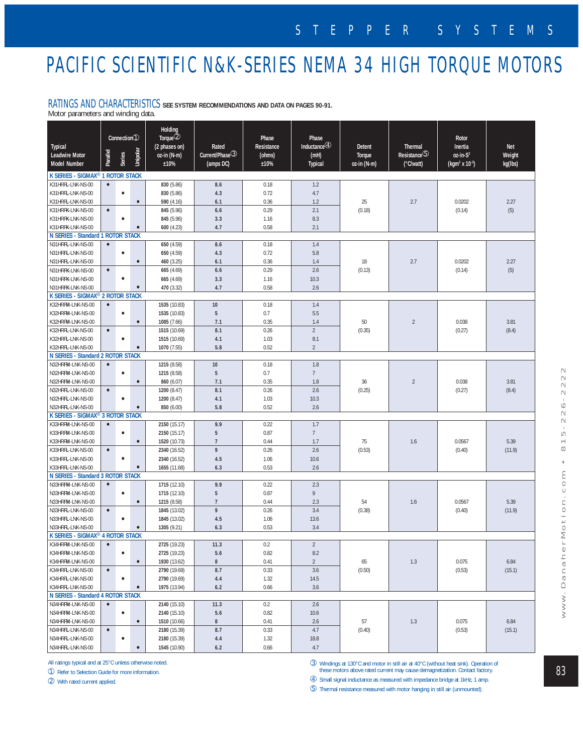# PACIFIC SCIENTIFIC N&K-SERIES NEMA 34 HIGH TORQUE MOTORS

## RATINGS AND CHARACTERISTICS SEE SYSTEM RECOMMENDATIONS AND DATA ON PAGES 90-91.

Motor parameters and winding data.

| Typical Leadwire Motor Model Number | Connection① Parallel | Series | Unipolar | Holding Torque② (2 phases on) oz-in (N-m) ±10% | Rated Current/Phase③ (amps DC) | Phase Resistance (ohms) ±10% | Phase Inductance④ (mH) Typical | Detent Torque oz-in (N-m) | Thermal Resistance⑤ (°C/watt) | Rotor Inertia oz-in-S² (kgm² x 10⁻³) | Net Weight kg(lbs) |
|---|---|---|---|---|---|---|---|---|---|---|---|
| **K SERIES - SIGMAX® 1 ROTOR STACK** | | | | | | | | | | | |
| K31HRFL-LNK-NS-00 | • | | | 830 (5.86) | 8.6 | 0.18 | 1.2 | 25 (0.18) | 2.7 | 0.0202 (0.14) | 2.27 (5) |
| K31HRFL-LNK-NS-00 | | • | | 830 (5.86) | 4.3 | 0.72 | 4.7 | | | | |
| K31HRFL-LNK-NS-00 | | | • | 590 (4.16) | 6.1 | 0.36 | 1.2 | | | | |
| K31HRFK-LNK-NS-00 | • | | | 845 (5.96) | 6.6 | 0.29 | 2.1 | | | | |
| K31HRFK-LNK-NS-00 | | • | | 845 (5.96) | 3.3 | 1.16 | 8.3 | | | | |
| K31HRFK-LNK-NS-00 | | | • | 600 (4.23) | 4.7 | 0.58 | 2.1 | | | | |
| **N SERIES - Standard 1 ROTOR STACK** | | | | | | | | | | | |
| N31HRFL-LNK-NS-00 | • | | | 650 (4.59) | 8.6 | 0.18 | 1.4 | 18 (0.13) | 2.7 | 0.0202 (0.14) | 2.27 (5) |
| N31HRFL-LNK-NS-00 | | • | | 650 (4.59) | 4.3 | 0.72 | 5.8 | | | | |
| N31HRFL-LNK-NS-00 | | | • | 460 (3.25) | 6.1 | 0.36 | 1.4 | | | | |
| N31HRFK-LNK-NS-00 | • | | | 665 (4.69) | 6.6 | 0.29 | 2.6 | | | | |
| N31HRFK-LNK-NS-00 | | • | | 665 (4.69) | 3.3 | 1.16 | 10.3 | | | | |
| N31HRFK-LNK-NS-00 | | | • | 470 (3.32) | 4.7 | 0.58 | 2.6 | | | | |
| **K SERIES - SIGMAX® 2 ROTOR STACK** | | | | | | | | | | | |
| K32HRFM-LNK-NS-00 | • | | | 1535 (10.83) | 10 | 0.18 | 1.4 | 50 (0.35) | 2 | 0.038 (0.27) | 3.81 (8.4) |
| K32HRFM-LNK-NS-00 | | • | | 1535 (10.83) | 5 | 0.7 | 5.5 | | | | |
| K32HRFM-LNK-NS-00 | | | • | 1085 (7.66) | 7.1 | 0.35 | 1.4 | | | | |
| K32HRFL-LNK-NS-00 | • | | | 1515 (10.69) | 8.1 | 0.26 | 2 | | | | |
| K32HRFL-LNK-NS-00 | | • | | 1515 (10.69) | 4.1 | 1.03 | 8.1 | | | | |
| K32HRFL-LNK-NS-00 | | | • | 1070 (7.55) | 5.8 | 0.52 | 2 | | | | |
| **N SERIES - Standard 2 ROTOR STACK** | | | | | | | | | | | |
| N32HRFM-LNK-NS-00 | • | | | 1215 (8.58) | 10 | 0.18 | 1.8 | 36 (0.25) | 2 | 0.038 (0.27) | 3.81 (8.4) |
| N32HRFM-LNK-NS-00 | | • | | 1215 (8.58) | 5 | 0.7 | 7 | | | | |
| N32HRFM-LNK-NS-00 | | | • | 860 (6.07) | 7.1 | 0.35 | 1.8 | | | | |
| N32HRFL-LNK-NS-00 | • | | | 1200 (8.47) | 8.1 | 0.26 | 2.6 | | | | |
| N32HRFL-LNK-NS-00 | | • | | 1200 (8.47) | 4.1 | 1.03 | 10.3 | | | | |
| N32HRFL-LNK-NS-00 | | | • | 850 (6.00) | 5.8 | 0.52 | 2.6 | | | | |
| **K SERIES - SIGMAX® 3 ROTOR STACK** | | | | | | | | | | | |
| K33HRFM-LNK-NS-00 | • | | | 2150 (15.17) | 9.9 | 0.22 | 1.7 | 75 (0.53) | 1.6 | 0.0567 (0.40) | 5.39 (11.9) |
| K33HRFM-LNK-NS-00 | | • | | 2150 (15.17) | 5 | 0.87 | 7 | | | | |
| K33HRFM-LNK-NS-00 | | | • | 1520 (10.73) | 7 | 0.44 | 1.7 | | | | |
| K33HRFL-LNK-NS-00 | • | | | 2340 (16.52) | 9 | 0.26 | 2.6 | | | | |
| K33HRFL-LNK-NS-00 | | • | | 2340 (16.52) | 4.5 | 1.06 | 10.6 | | | | |
| K33HRFL-LNK-NS-00 | | | • | 1655 (11.68) | 6.3 | 0.53 | 2.6 | | | | |
| **N SERIES - Standard 3 ROTOR STACK** | | | | | | | | | | | |
| N33HRFM-LNK-NS-00 | • | | | 1715 (12.10) | 9.9 | 0.22 | 2.3 | 54 (0.38) | 1.6 | 0.0567 (0.40) | 5.39 (11.9) |
| N33HRFM-LNK-NS-00 | | • | | 1715 (12.10) | 5 | 0.87 | 9 | | | | |
| N33HRFM-LNK-NS-00 | | | • | 1215 (8.58) | 7 | 0.44 | 2.3 | | | | |
| N33HRFL-LNK-NS-00 | • | | | 1845 (13.02) | 9 | 0.26 | 3.4 | | | | |
| N33HRFL-LNK-NS-00 | | • | | 1845 (13.02) | 4.5 | 1.06 | 13.6 | | | | |
| N33HRFL-LNK-NS-00 | | | • | 1305 (9.21) | 6.3 | 0.53 | 3.4 | | | | |
| **K SERIES - SIGMAX® 4 ROTOR STACK** | | | | | | | | | | | |
| K34HRFM-LNK-NS-00 | • | | | 2725 (19.23) | 11.3 | 0.2 | 2 | 65 (0.50) | 1.3 | 0.075 (0.53) | 6.84 (15.1) |
| K34HRFM-LNK-NS-00 | | • | | 2725 (19.23) | 5.6 | 0.82 | 8.2 | | | | |
| K34HRFM-LNK-NS-00 | | | • | 1930 (13.62) | 8 | 0.41 | 2 | | | | |
| K34HRFL-LNK-NS-00 | • | | | 2790 (19.69) | 8.7 | 0.33 | 3.6 | | | | |
| K34HRFL-LNK-NS-00 | | • | | 2790 (19.69) | 4.4 | 1.32 | 14.5 | | | | |
| K34HRFL-LNK-NS-00 | | | • | 1975 (13.94) | 6.2 | 0.66 | 3.6 | | | | |
| **N SERIES - Standard 4 ROTOR STACK** | | | | | | | | | | | |
| N34HRFM-LNK-NS-00 | • | | | 2140 (15.10) | 11.3 | 0.2 | 2.6 | 57 (0.40) | 1.3 | 0.075 (0.53) | 6.84 (15.1) |
| N34HRFM-LNK-NS-00 | | • | | 2140 (15.10) | 5.6 | 0.82 | 10.6 | | | | |
| N34HRFM-LNK-NS-00 | | | • | 1510 (10.66) | 8 | 0.41 | 2.6 | | | | |
| N34HRFL-LNK-NS-00 | • | | | 2180 (15.39) | 8.7 | 0.33 | 4.7 | | | | |
| N34HRFL-LNK-NS-00 | | • | | 2180 (15.39) | 4.4 | 1.32 | 18.8 | | | | |
| N34HRFL-LNK-NS-00 | | | • | 1545 (10.90) | 6.2 | 0.66 | 4.7 | | | | |

All ratings typical and at 25°C unless otherwise noted.

① Refer to Selection Guide for more information.

② With rated current applied.

③ Windings at 130°C and motor in still air at 40°C (without heat sink). Operation of these motors above rated current may cause demagnetization. Contact factory.

④ Small signal inductance as measured with impedance bridge at 1kHz, 1 amp.

⑤ Thermal resistance measured with motor hanging in still air (unmounted).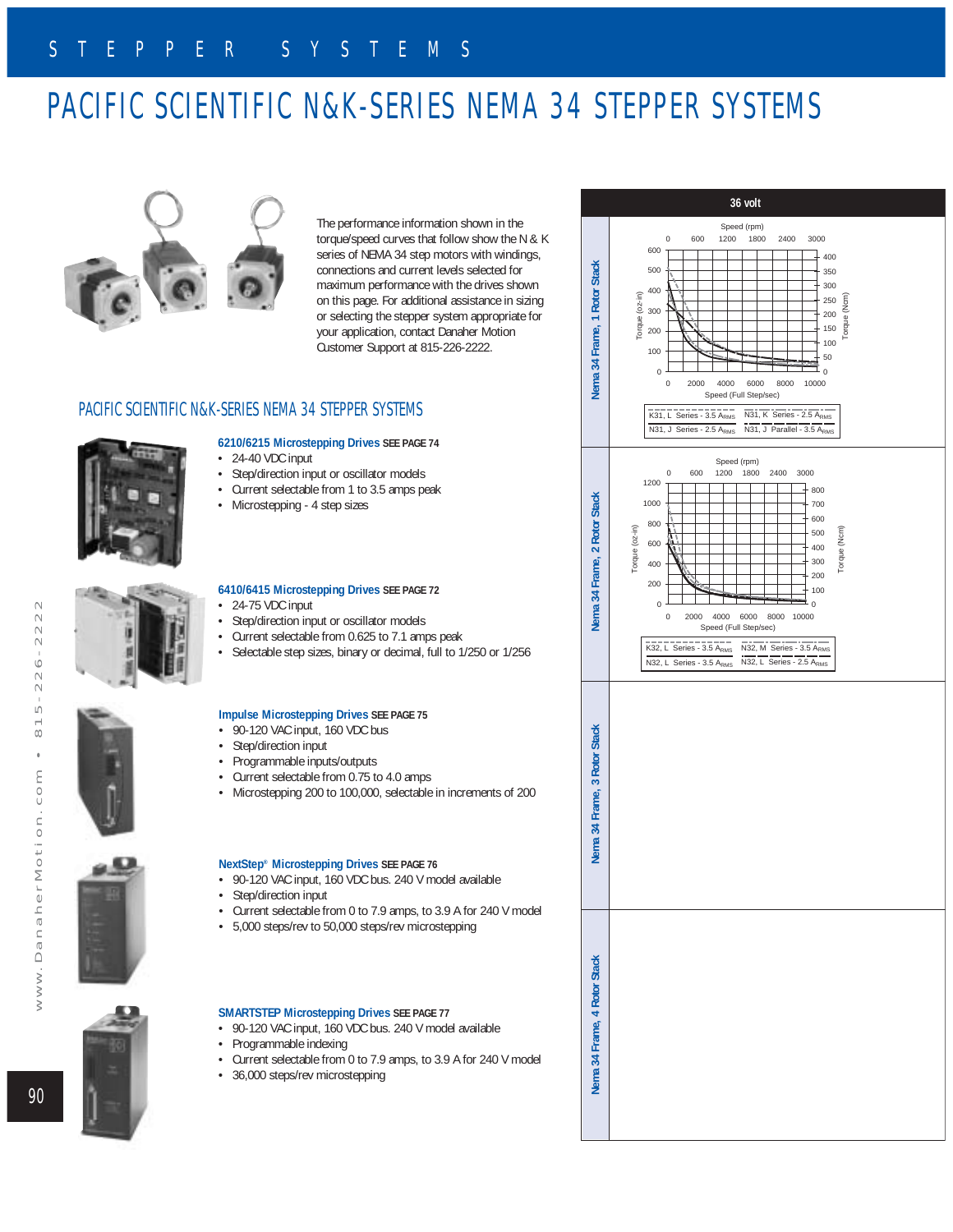# PACIFIC SCIENTIFIC N&K-SERIES NEMA 34 STEPPER SYSTEMS

The performance information shown in the torque/speed curves that follow show the N & K series of NEMA 34 step motors with windings, connections and current levels selected for maximum performance with the drives shown on this page. For additional assistance in sizing or selecting the stepper system appropriate for your application, contact Danaher Motion Customer Support at 815-226-2222.

## PACIFIC SCIENTIFIC N&K-SERIES NEMA 34 STEPPER SYSTEMS

**6210/6215 Microstepping Drives SEE PAGE 74**

- 24-40 VDC input
- Step/direction input or oscillator models
- Current selectable from 1 to 3.5 amps peak
- Microstepping - 4 step sizes

**6410/6415 Microstepping Drives SEE PAGE 72**

- 24-75 VDC input
- Step/direction input or oscillator models
- Current selectable from 0.625 to 7.1 amps peak
- Selectable step sizes, binary or decimal, full to 1/250 or 1/256

**Impulse Microstepping Drives SEE PAGE 75**

- 90-120 VAC input, 160 VDC bus
- Step/direction input
- Programmable inputs/outputs
- Current selectable from 0.75 to 4.0 amps
- Microstepping 200 to 100,000, selectable in increments of 200

**NextStep® Microstepping Drives SEE PAGE 76**

- 90-120 VAC input, 160 VDC bus. 240 V model available
- Step/direction input
- Current selectable from 0 to 7.9 amps, to 3.9 A for 240 V model
- 5,000 steps/rev to 50,000 steps/rev microstepping

**SMARTSTEP Microstepping Drives SEE PAGE 77**

- 90-120 VAC input, 160 VDC bus. 240 V model available
- Programmable indexing
- Current selectable from 0 to 7.9 amps, to 3.9 A for 240 V model
- 36,000 steps/rev microstepping

### 36 volt

**Nema 34 Frame, 1 Rotor Stack**

Speed (rpm): 0, 600, 1200, 1800, 2400, 3000
Torque (oz-in): 0–600; Torque (Ncm): 0–400
Speed (Full Step/sec): 0, 2000, 4000, 6000, 8000, 10000

Legend: K31, L Series - 3.5 $A_{RMS}$; N31, K Series - 2.5 $A_{RMS}$; N31, J Series - 2.5 $A_{RMS}$; N31, J Parallel - 3.5 $A_{RMS}$

**Nema 34 Frame, 2 Rotor Stack**

Speed (rpm): 0, 600, 1200, 1800, 2400, 3000
Torque (oz-in): 0–1200; Torque (Ncm): 0–800
Speed (Full Step/sec): 0, 2000, 4000, 6000, 8000, 10000

Legend: K32, L Series - 3.5 $A_{RMS}$; N32, M Series - 3.5 $A_{RMS}$; N32, L Series - 3.5 $A_{RMS}$; N32, L Series - 2.5 $A_{RMS}$

**Nema 34 Frame, 3 Rotor Stack**

**Nema 34 Frame, 4 Rotor Stack**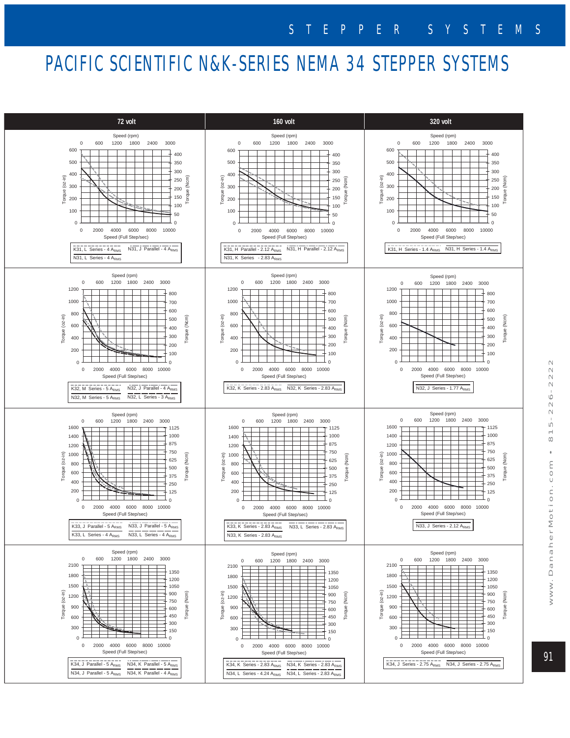# PACIFIC SCIENTIFIC N&K-SERIES NEMA 34 STEPPER SYSTEMS

## 72 volt

Speed (rpm)
0 600 1200 1800 2400 3000
Torque (oz-in)
Torque (Ncm)
Speed (Full Step/sec)
0 2000 4000 6000 8000 10000

K31, L Series - 4 $A_{RMS}$ | N31, J Parallel - 4 $A_{RMS}$ | N31, L Series - 4 $A_{RMS}$

K32, M Series - 5 $A_{RMS}$ | N32, J Parallel - 4 $A_{RMS}$ | N32, M Series - 5 $A_{RMS}$ | N32, L Series - 3 $A_{RMS}$

K33, J Parallel - 5 $A_{RMS}$ | N33, J Parallel - 5 $A_{RMS}$ | K33, L Series - 4 $A_{RMS}$ | N33, L Series - 4 $A_{RMS}$

K34, J Parallel - 5 $A_{RMS}$ | N34, K Parallel - 5 $A_{RMS}$ | N34, J Parallel - 5 $A_{RMS}$ | N34, K Parallel - 4 $A_{RMS}$

## 160 volt

Speed (rpm)
Torque (oz-in)
Torque (Ncm)
Speed (Full Step/sec)

K31, H Parallel - 2.12 $A_{RMS}$ | N31, H Parallel - 2.12 $A_{RMS}$ | N31, K Series - 2.83 $A_{RMS}$

K32, K Series - 2.83 $A_{RMS}$ | N32, K Series - 2.83 $A_{RMS}$

K33, K Series - 2.83 $A_{RMS}$ | N33, L Series - 2.83 $A_{RMS}$ | N33, K Series - 2.83 $A_{RMS}$

K34, K Series - 2.83 $A_{RMS}$ | N34, K Series - 2.83 $A_{RMS}$ | N34, L Series - 4.24 $A_{RMS}$ | N34, L Series - 2.83 $A_{RMS}$

## 320 volt

Speed (rpm)
Torque (oz-in)
Torque (Ncm)
Speed (Full Step/sec)

K31, H Series - 1.4 $A_{RMS}$ | N31, H Series - 1.4 $A_{RMS}$

N32, J Series - 1.77 $A_{RMS}$

N33, J Series - 2.12 $A_{RMS}$

K34, J Series - 2.75 $A_{RMS}$ | N34, J Series - 2.75 $A_{RMS}$

www.DanaherMotion.com • 815-226-2222